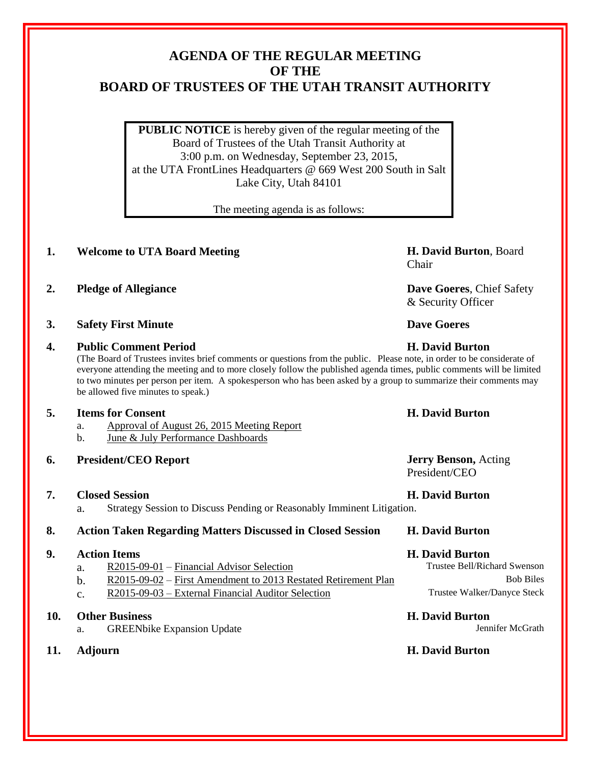# AGENDA OF THE REGULAR MEETING OF THE BOARD OF TRUSTEES OF THE UTAH TRANSIT AUTHORITY

**PUBLIC NOTICE** is hereby given of the regular meeting of the Board of Trustees of the Utah Transit Authority at 3:00 p.m. on Wednesday, September 23, 2015, at the UTA FrontLines Headquarters @ 669 West 200 South in Salt Lake City, Utah 84101

The meeting agenda is as follows:

1. **Welcome to UTA Board Meeting** — **H. David Burton**, Board Chair

2. **Pledge of Allegiance** — **Dave Goeres**, Chief Safety & Security Officer

3. **Safety First Minute** — **Dave Goeres**

4. **Public Comment Period** — **H. David Burton**

   (The Board of Trustees invites brief comments or questions from the public. Please note, in order to be considerate of everyone attending the meeting and to more closely follow the published agenda times, public comments will be limited to two minutes per person per item. A spokesperson who has been asked by a group to summarize their comments may be allowed five minutes to speak.)

5. **Items for Consent** — **H. David Burton**
   a. Approval of August 26, 2015 Meeting Report
   b. June & July Performance Dashboards

6. **President/CEO Report** — **Jerry Benson,** Acting President/CEO

7. **Closed Session** — **H. David Burton**
   a. Strategy Session to Discuss Pending or Reasonably Imminent Litigation.

8. **Action Taken Regarding Matters Discussed in Closed Session** — **H. David Burton**

9. **Action Items** — **H. David Burton**
   a. R2015-09-01 – Financial Advisor Selection — Trustee Bell/Richard Swenson
   b. R2015-09-02 – First Amendment to 2013 Restated Retirement Plan — Bob Biles
   c. R2015-09-03 – External Financial Auditor Selection — Trustee Walker/Danyce Steck

10. **Other Business** — **H. David Burton**
    a. GREENbike Expansion Update — Jennifer McGrath

11. **Adjourn** — **H. David Burton**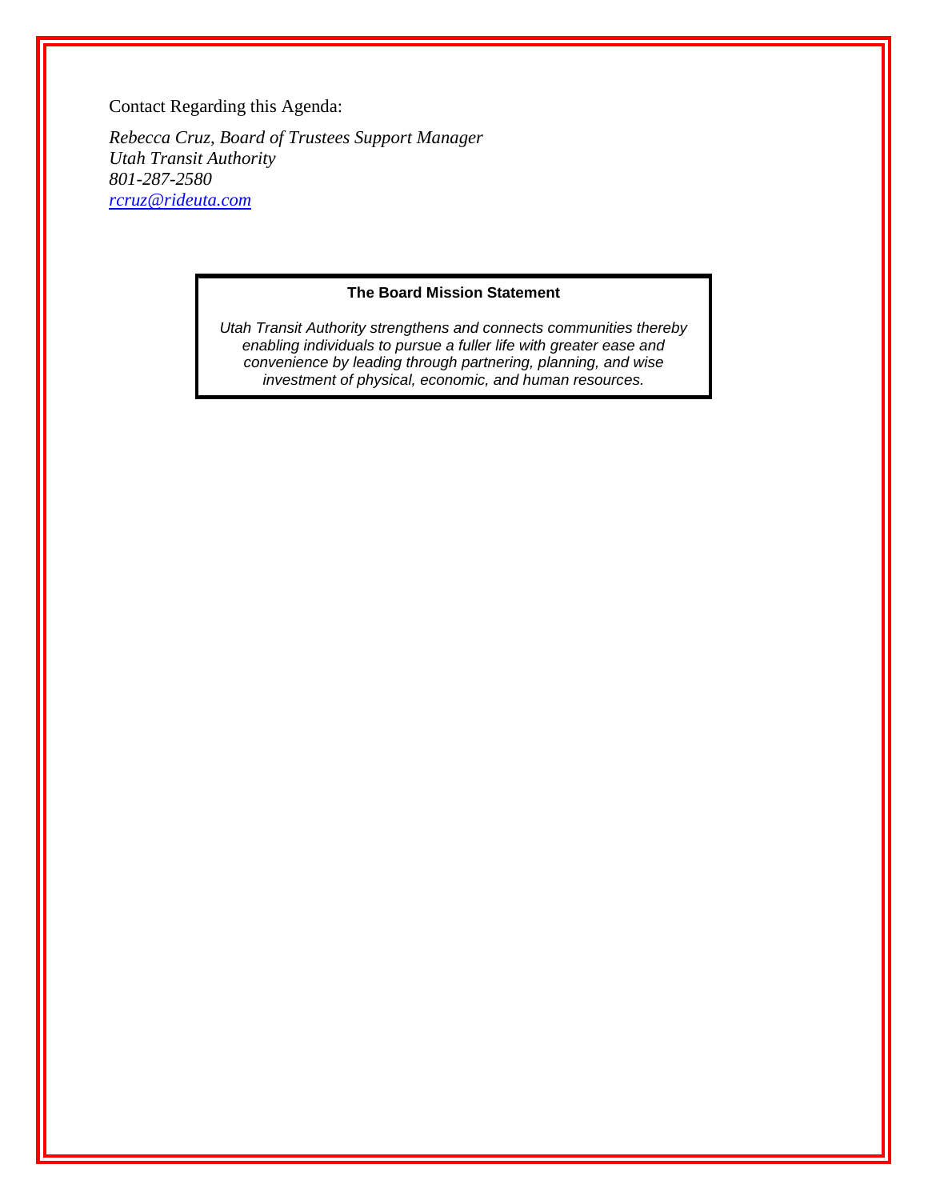Contact Regarding this Agenda:

*Rebecca Cruz, Board of Trustees Support Manager*
*Utah Transit Authority*
*801-287-2580*
*rcruz@rideuta.com*

**The Board Mission Statement**

*Utah Transit Authority strengthens and connects communities thereby enabling individuals to pursue a fuller life with greater ease and convenience by leading through partnering, planning, and wise investment of physical, economic, and human resources.*